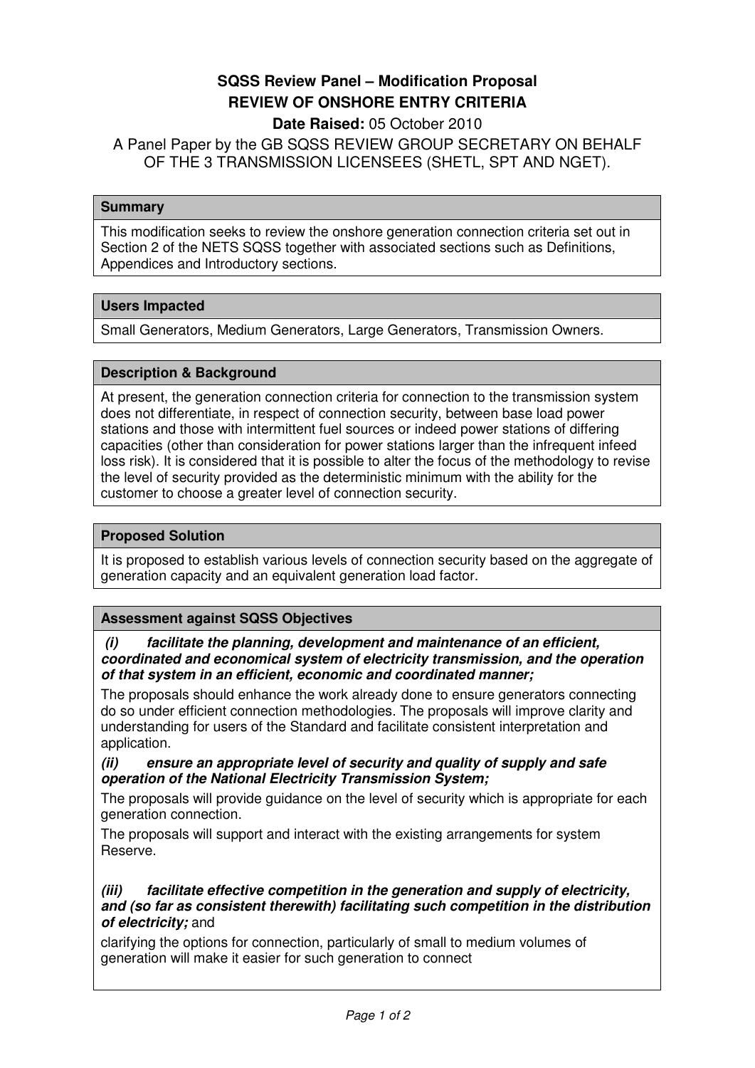# SQSS Review Panel – Modification Proposal

## REVIEW OF ONSHORE ENTRY CRITERIA

**Date Raised:** 05 October 2010

A Panel Paper by the GB SQSS REVIEW GROUP SECRETARY ON BEHALF OF THE 3 TRANSMISSION LICENSEES (SHETL, SPT AND NGET).

### Summary

This modification seeks to review the onshore generation connection criteria set out in Section 2 of the NETS SQSS together with associated sections such as Definitions, Appendices and Introductory sections.

### Users Impacted

Small Generators, Medium Generators, Large Generators, Transmission Owners.

### Description & Background

At present, the generation connection criteria for connection to the transmission system does not differentiate, in respect of connection security, between base load power stations and those with intermittent fuel sources or indeed power stations of differing capacities (other than consideration for power stations larger than the infrequent infeed loss risk). It is considered that it is possible to alter the focus of the methodology to revise the level of security provided as the deterministic minimum with the ability for the customer to choose a greater level of connection security.

### Proposed Solution

It is proposed to establish various levels of connection security based on the aggregate of generation capacity and an equivalent generation load factor.

### Assessment against SQSS Objectives

***(i) facilitate the planning, development and maintenance of an efficient, coordinated and economical system of electricity transmission, and the operation of that system in an efficient, economic and coordinated manner;***

The proposals should enhance the work already done to ensure generators connecting do so under efficient connection methodologies. The proposals will improve clarity and understanding for users of the Standard and facilitate consistent interpretation and application.

***(ii) ensure an appropriate level of security and quality of supply and safe operation of the National Electricity Transmission System;***

The proposals will provide guidance on the level of security which is appropriate for each generation connection.

The proposals will support and interact with the existing arrangements for system Reserve.

***(iii) facilitate effective competition in the generation and supply of electricity, and (so far as consistent therewith) facilitating such competition in the distribution of electricity;*** and

clarifying the options for connection, particularly of small to medium volumes of generation will make it easier for such generation to connect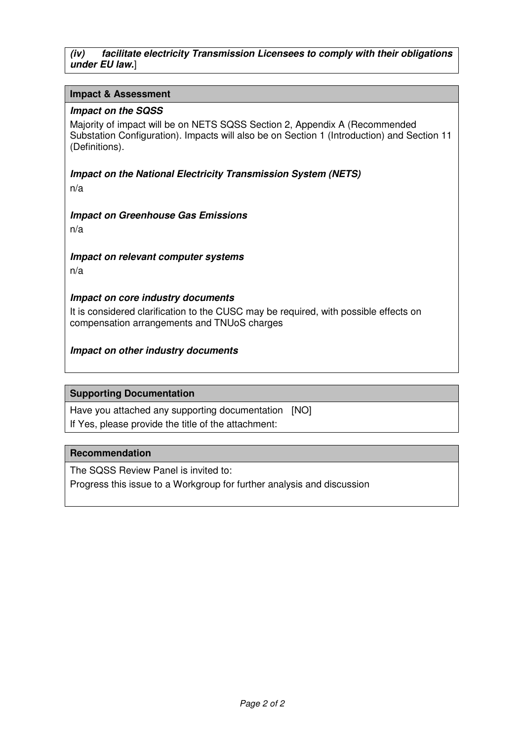***(iv) facilitate electricity Transmission Licensees to comply with their obligations under EU law.***]

## Impact & Assessment

***Impact on the SQSS***

Majority of impact will be on NETS SQSS Section 2, Appendix A (Recommended Substation Configuration). Impacts will also be on Section 1 (Introduction) and Section 11 (Definitions).

***Impact on the National Electricity Transmission System (NETS)***

n/a

***Impact on Greenhouse Gas Emissions***

n/a

***Impact on relevant computer systems***

n/a

***Impact on core industry documents***

It is considered clarification to the CUSC may be required, with possible effects on compensation arrangements and TNUoS charges

***Impact on other industry documents***

## Supporting Documentation

Have you attached any supporting documentation [NO]

If Yes, please provide the title of the attachment:

## Recommendation

The SQSS Review Panel is invited to:

Progress this issue to a Workgroup for further analysis and discussion